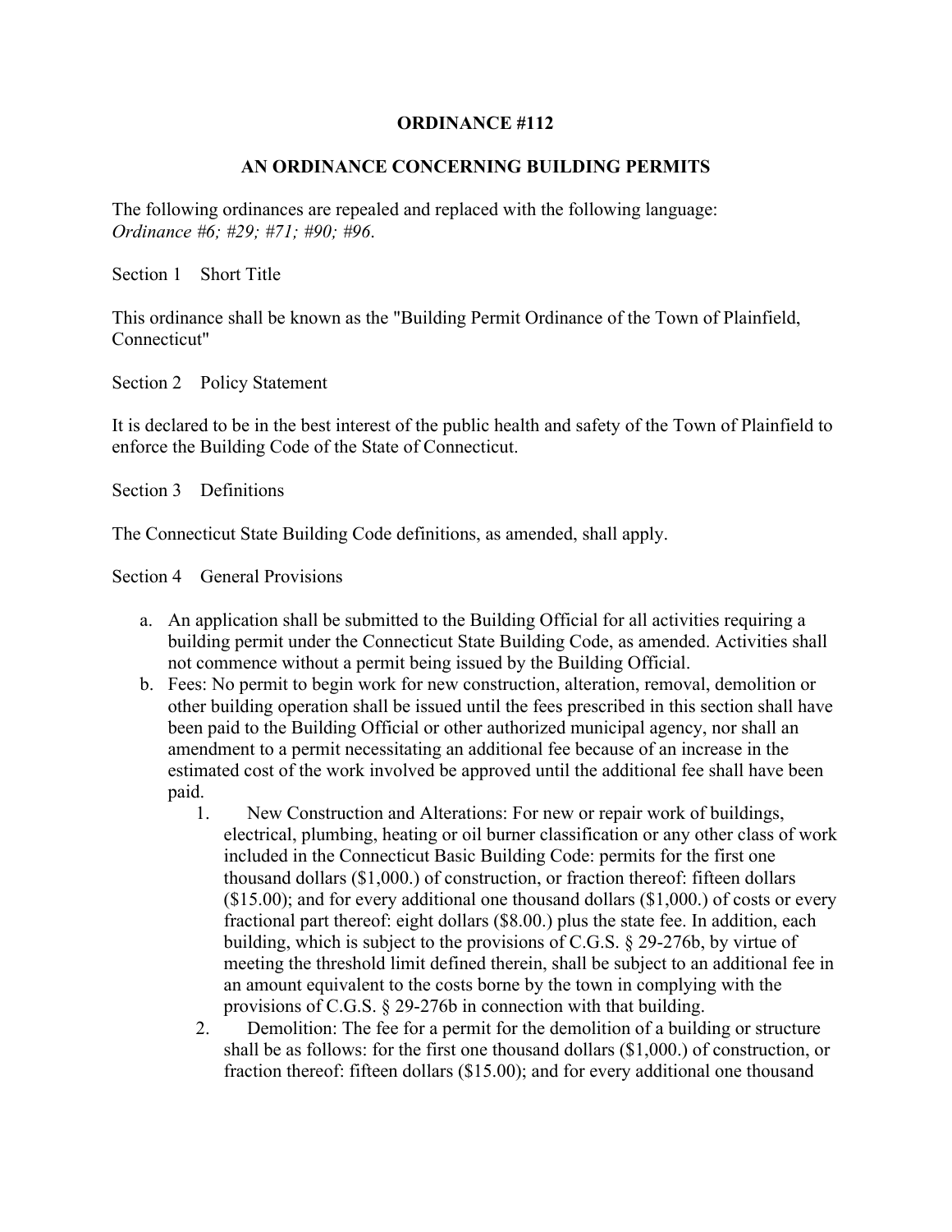# ORDINANCE #112

## AN ORDINANCE CONCERNING BUILDING PERMITS

The following ordinances are repealed and replaced with the following language:
*Ordinance #6; #29; #71; #90; #96.*

Section 1 Short Title

This ordinance shall be known as the "Building Permit Ordinance of the Town of Plainfield, Connecticut"

Section 2 Policy Statement

It is declared to be in the best interest of the public health and safety of the Town of Plainfield to enforce the Building Code of the State of Connecticut.

Section 3 Definitions

The Connecticut State Building Code definitions, as amended, shall apply.

Section 4 General Provisions

a. An application shall be submitted to the Building Official for all activities requiring a building permit under the Connecticut State Building Code, as amended. Activities shall not commence without a permit being issued by the Building Official.
b. Fees: No permit to begin work for new construction, alteration, removal, demolition or other building operation shall be issued until the fees prescribed in this section shall have been paid to the Building Official or other authorized municipal agency, nor shall an amendment to a permit necessitating an additional fee because of an increase in the estimated cost of the work involved be approved until the additional fee shall have been paid.
    1. New Construction and Alterations: For new or repair work of buildings, electrical, plumbing, heating or oil burner classification or any other class of work included in the Connecticut Basic Building Code: permits for the first one thousand dollars ($1,000.) of construction, or fraction thereof: fifteen dollars ($15.00); and for every additional one thousand dollars ($1,000.) of costs or every fractional part thereof: eight dollars ($8.00.) plus the state fee. In addition, each building, which is subject to the provisions of C.G.S. § 29-276b, by virtue of meeting the threshold limit defined therein, shall be subject to an additional fee in an amount equivalent to the costs borne by the town in complying with the provisions of C.G.S. § 29-276b in connection with that building.
    2. Demolition: The fee for a permit for the demolition of a building or structure shall be as follows: for the first one thousand dollars ($1,000.) of construction, or fraction thereof: fifteen dollars ($15.00); and for every additional one thousand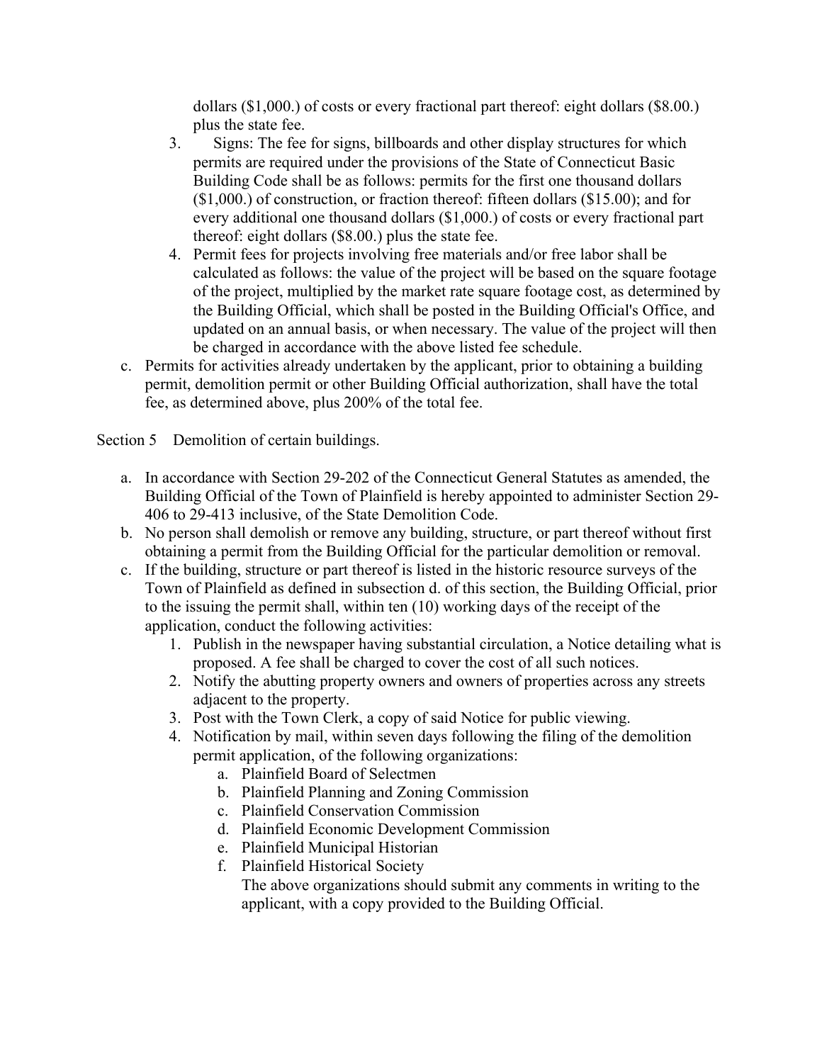dollars ($1,000.) of costs or every fractional part thereof: eight dollars ($8.00.) plus the state fee.

3. Signs: The fee for signs, billboards and other display structures for which permits are required under the provisions of the State of Connecticut Basic Building Code shall be as follows: permits for the first one thousand dollars ($1,000.) of construction, or fraction thereof: fifteen dollars ($15.00); and for every additional one thousand dollars ($1,000.) of costs or every fractional part thereof: eight dollars ($8.00.) plus the state fee.
4. Permit fees for projects involving free materials and/or free labor shall be calculated as follows: the value of the project will be based on the square footage of the project, multiplied by the market rate square footage cost, as determined by the Building Official, which shall be posted in the Building Official's Office, and updated on an annual basis, or when necessary. The value of the project will then be charged in accordance with the above listed fee schedule.

c. Permits for activities already undertaken by the applicant, prior to obtaining a building permit, demolition permit or other Building Official authorization, shall have the total fee, as determined above, plus 200% of the total fee.

Section 5 Demolition of certain buildings.

a. In accordance with Section 29-202 of the Connecticut General Statutes as amended, the Building Official of the Town of Plainfield is hereby appointed to administer Section 29-406 to 29-413 inclusive, of the State Demolition Code.
b. No person shall demolish or remove any building, structure, or part thereof without first obtaining a permit from the Building Official for the particular demolition or removal.
c. If the building, structure or part thereof is listed in the historic resource surveys of the Town of Plainfield as defined in subsection d. of this section, the Building Official, prior to the issuing the permit shall, within ten (10) working days of the receipt of the application, conduct the following activities:
   1. Publish in the newspaper having substantial circulation, a Notice detailing what is proposed. A fee shall be charged to cover the cost of all such notices.
   2. Notify the abutting property owners and owners of properties across any streets adjacent to the property.
   3. Post with the Town Clerk, a copy of said Notice for public viewing.
   4. Notification by mail, within seven days following the filing of the demolition permit application, of the following organizations:
      a. Plainfield Board of Selectmen
      b. Plainfield Planning and Zoning Commission
      c. Plainfield Conservation Commission
      d. Plainfield Economic Development Commission
      e. Plainfield Municipal Historian
      f. Plainfield Historical Society

      The above organizations should submit any comments in writing to the applicant, with a copy provided to the Building Official.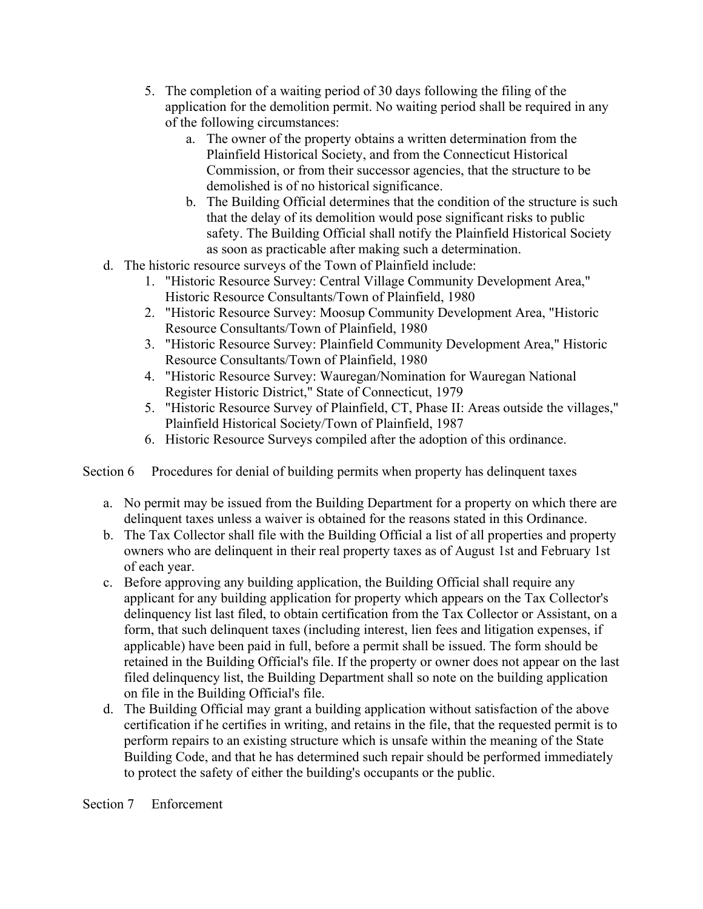5. The completion of a waiting period of 30 days following the filing of the application for the demolition permit. No waiting period shall be required in any of the following circumstances:
    a. The owner of the property obtains a written determination from the Plainfield Historical Society, and from the Connecticut Historical Commission, or from their successor agencies, that the structure to be demolished is of no historical significance.
    b. The Building Official determines that the condition of the structure is such that the delay of its demolition would pose significant risks to public safety. The Building Official shall notify the Plainfield Historical Society as soon as practicable after making such a determination.

d. The historic resource surveys of the Town of Plainfield include:
    1. "Historic Resource Survey: Central Village Community Development Area," Historic Resource Consultants/Town of Plainfield, 1980
    2. "Historic Resource Survey: Moosup Community Development Area, "Historic Resource Consultants/Town of Plainfield, 1980
    3. "Historic Resource Survey: Plainfield Community Development Area," Historic Resource Consultants/Town of Plainfield, 1980
    4. "Historic Resource Survey: Wauregan/Nomination for Wauregan National Register Historic District," State of Connecticut, 1979
    5. "Historic Resource Survey of Plainfield, CT, Phase II: Areas outside the villages," Plainfield Historical Society/Town of Plainfield, 1987
    6. Historic Resource Surveys compiled after the adoption of this ordinance.

Section 6 Procedures for denial of building permits when property has delinquent taxes

a. No permit may be issued from the Building Department for a property on which there are delinquent taxes unless a waiver is obtained for the reasons stated in this Ordinance.
b. The Tax Collector shall file with the Building Official a list of all properties and property owners who are delinquent in their real property taxes as of August 1st and February 1st of each year.
c. Before approving any building application, the Building Official shall require any applicant for any building application for property which appears on the Tax Collector's delinquency list last filed, to obtain certification from the Tax Collector or Assistant, on a form, that such delinquent taxes (including interest, lien fees and litigation expenses, if applicable) have been paid in full, before a permit shall be issued. The form should be retained in the Building Official's file. If the property or owner does not appear on the last filed delinquency list, the Building Department shall so note on the building application on file in the Building Official's file.
d. The Building Official may grant a building application without satisfaction of the above certification if he certifies in writing, and retains in the file, that the requested permit is to perform repairs to an existing structure which is unsafe within the meaning of the State Building Code, and that he has determined such repair should be performed immediately to protect the safety of either the building's occupants or the public.

Section 7 Enforcement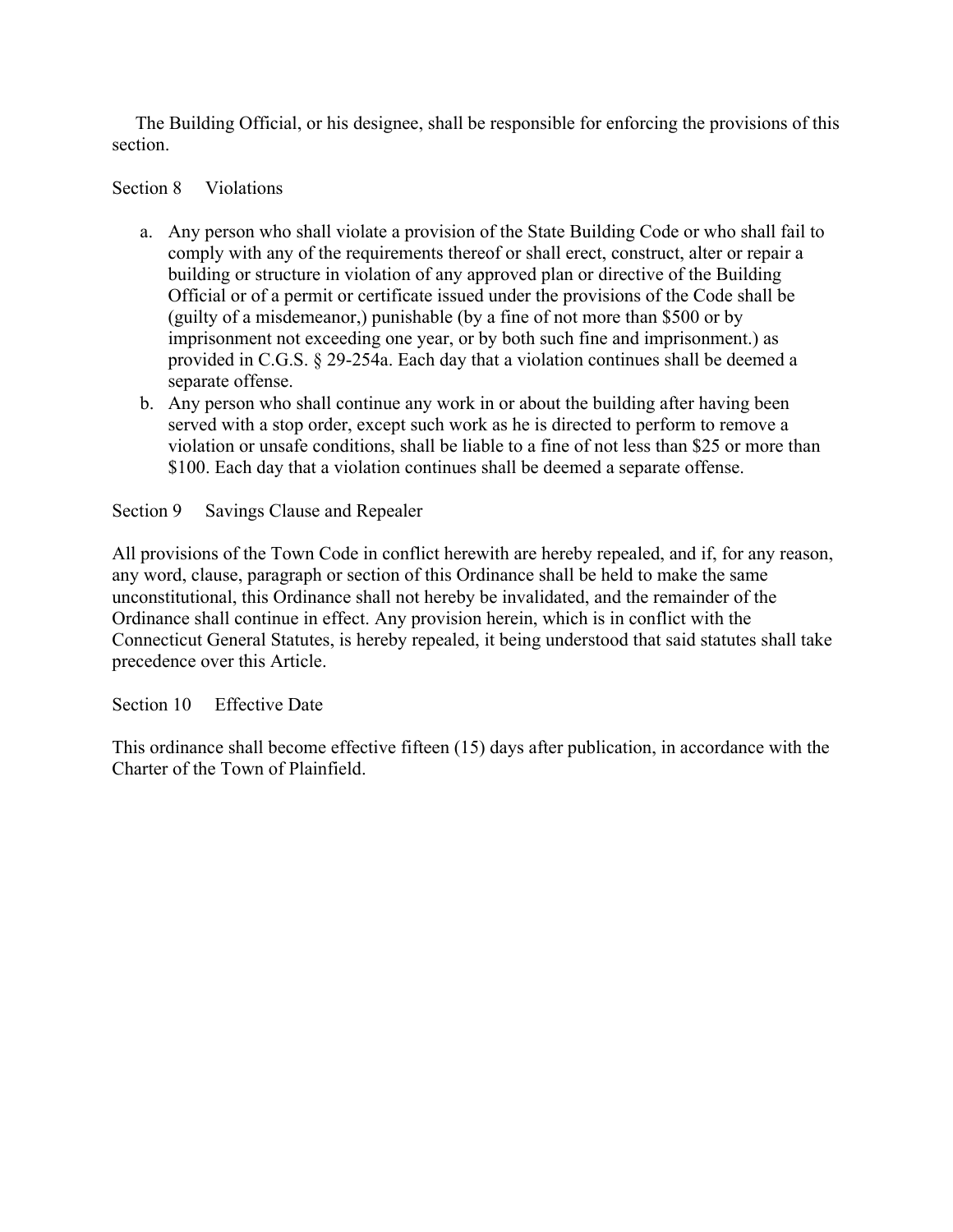The Building Official, or his designee, shall be responsible for enforcing the provisions of this section.

Section 8 Violations

a. Any person who shall violate a provision of the State Building Code or who shall fail to comply with any of the requirements thereof or shall erect, construct, alter or repair a building or structure in violation of any approved plan or directive of the Building Official or of a permit or certificate issued under the provisions of the Code shall be (guilty of a misdemeanor,) punishable (by a fine of not more than $500 or by imprisonment not exceeding one year, or by both such fine and imprisonment.) as provided in C.G.S. § 29-254a. Each day that a violation continues shall be deemed a separate offense.
b. Any person who shall continue any work in or about the building after having been served with a stop order, except such work as he is directed to perform to remove a violation or unsafe conditions, shall be liable to a fine of not less than $25 or more than $100. Each day that a violation continues shall be deemed a separate offense.

Section 9 Savings Clause and Repealer

All provisions of the Town Code in conflict herewith are hereby repealed, and if, for any reason, any word, clause, paragraph or section of this Ordinance shall be held to make the same unconstitutional, this Ordinance shall not hereby be invalidated, and the remainder of the Ordinance shall continue in effect. Any provision herein, which is in conflict with the Connecticut General Statutes, is hereby repealed, it being understood that said statutes shall take precedence over this Article.

Section 10 Effective Date

This ordinance shall become effective fifteen (15) days after publication, in accordance with the Charter of the Town of Plainfield.